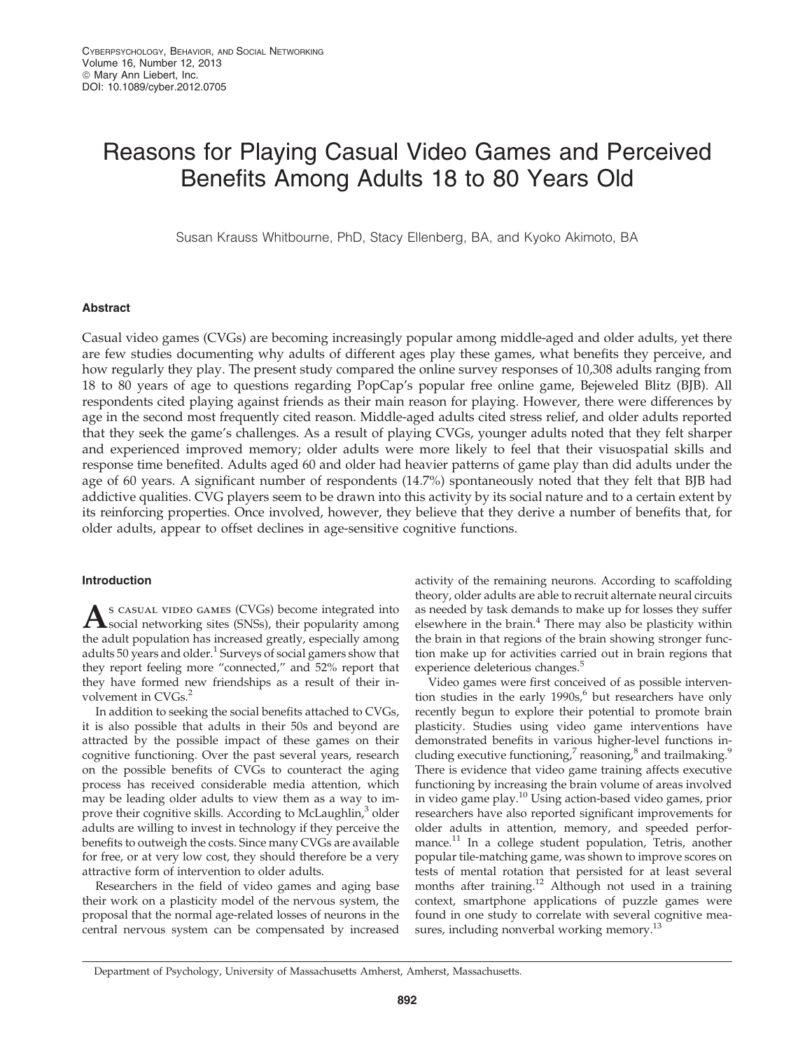# Reasons for Playing Casual Video Games and Perceived Benefits Among Adults 18 to 80 Years Old

Susan Krauss Whitbourne, PhD, Stacy Ellenberg, BA, and Kyoko Akimoto, BA

## Abstract

Casual video games (CVGs) are becoming increasingly popular among middle-aged and older adults, yet there are few studies documenting why adults of different ages play these games, what benefits they perceive, and how regularly they play. The present study compared the online survey responses of 10,308 adults ranging from 18 to 80 years of age to questions regarding PopCap's popular free online game, Bejeweled Blitz (BJB). All respondents cited playing against friends as their main reason for playing. However, there were differences by age in the second most frequently cited reason. Middle-aged adults cited stress relief, and older adults reported that they seek the game's challenges. As a result of playing CVGs, younger adults noted that they felt sharper and experienced improved memory; older adults were more likely to feel that their visuospatial skills and response time benefited. Adults aged 60 and older had heavier patterns of game play than did adults under the age of 60 years. A significant number of respondents (14.7%) spontaneously noted that they felt that BJB had addictive qualities. CVG players seem to be drawn into this activity by its social nature and to a certain extent by its reinforcing properties. Once involved, however, they believe that they derive a number of benefits that, for older adults, appear to offset declines in age-sensitive cognitive functions.

## Introduction

As casual video games (CVGs) become integrated into social networking sites (SNSs), their popularity among the adult population has increased greatly, especially among adults 50 years and older.[1] Surveys of social gamers show that they report feeling more "connected," and 52% report that they have formed new friendships as a result of their involvement in CVGs.[2]

In addition to seeking the social benefits attached to CVGs, it is also possible that adults in their 50s and beyond are attracted by the possible impact of these games on their cognitive functioning. Over the past several years, research on the possible benefits of CVGs to counteract the aging process has received considerable media attention, which may be leading older adults to view them as a way to improve their cognitive skills. According to McLaughlin,[3] older adults are willing to invest in technology if they perceive the benefits to outweigh the costs. Since many CVGs are available for free, or at very low cost, they should therefore be a very attractive form of intervention to older adults.

Researchers in the field of video games and aging base their work on a plasticity model of the nervous system, the proposal that the normal age-related losses of neurons in the central nervous system can be compensated by increased activity of the remaining neurons. According to scaffolding theory, older adults are able to recruit alternate neural circuits as needed by task demands to make up for losses they suffer elsewhere in the brain.[4] There may also be plasticity within the brain in that regions of the brain showing stronger function make up for activities carried out in brain regions that experience deleterious changes.[5]

Video games were first conceived of as possible intervention studies in the early 1990s,[6] but researchers have only recently begun to explore their potential to promote brain plasticity. Studies using video game interventions have demonstrated benefits in various higher-level functions including executive functioning,[7] reasoning,[8] and trailmaking.[9] There is evidence that video game training affects executive functioning by increasing the brain volume of areas involved in video game play.[10] Using action-based video games, prior researchers have also reported significant improvements for older adults in attention, memory, and speeded performance.[11] In a college student population, Tetris, another popular tile-matching game, was shown to improve scores on tests of mental rotation that persisted for at least several months after training.[12] Although not used in a training context, smartphone applications of puzzle games were found in one study to correlate with several cognitive measures, including nonverbal working memory.[13]

Department of Psychology, University of Massachusetts Amherst, Amherst, Massachusetts.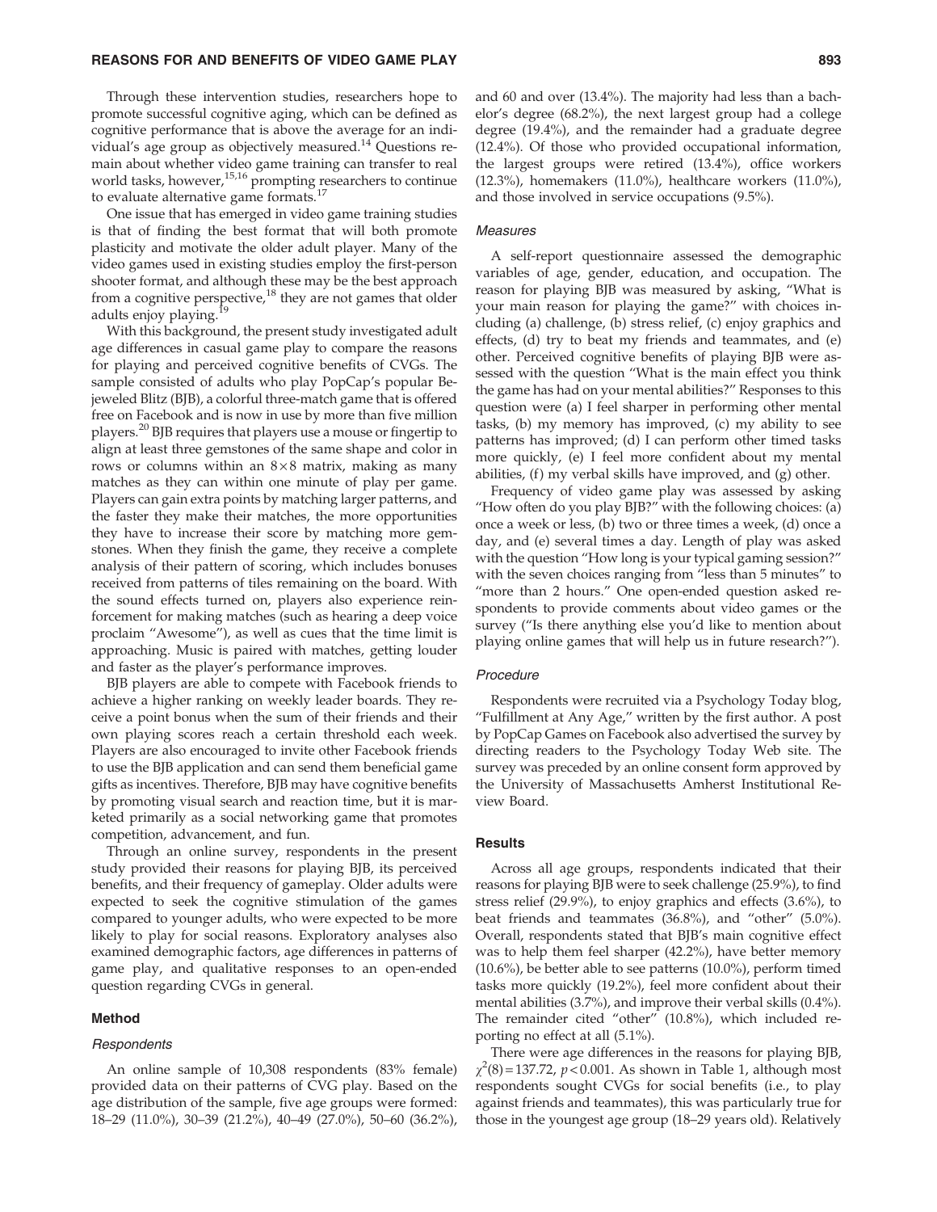Through these intervention studies, researchers hope to promote successful cognitive aging, which can be defined as cognitive performance that is above the average for an individual's age group as objectively measured.[14] Questions remain about whether video game training can transfer to real world tasks, however,[15,16] prompting researchers to continue to evaluate alternative game formats.[17]

One issue that has emerged in video game training studies is that of finding the best format that will both promote plasticity and motivate the older adult player. Many of the video games used in existing studies employ the first-person shooter format, and although these may be the best approach from a cognitive perspective,[18] they are not games that older adults enjoy playing.[19]

With this background, the present study investigated adult age differences in casual game play to compare the reasons for playing and perceived cognitive benefits of CVGs. The sample consisted of adults who play PopCap's popular Bejeweled Blitz (BJB), a colorful three-match game that is offered free on Facebook and is now in use by more than five million players.[20] BJB requires that players use a mouse or fingertip to align at least three gemstones of the same shape and color in rows or columns within an $8 \times 8$ matrix, making as many matches as they can within one minute of play per game. Players can gain extra points by matching larger patterns, and the faster they make their matches, the more opportunities they have to increase their score by matching more gemstones. When they finish the game, they receive a complete analysis of their pattern of scoring, which includes bonuses received from patterns of tiles remaining on the board. With the sound effects turned on, players also experience reinforcement for making matches (such as hearing a deep voice proclaim "Awesome"), as well as cues that the time limit is approaching. Music is paired with matches, getting louder and faster as the player's performance improves.

BJB players are able to compete with Facebook friends to achieve a higher ranking on weekly leader boards. They receive a point bonus when the sum of their friends and their own playing scores reach a certain threshold each week. Players are also encouraged to invite other Facebook friends to use the BJB application and can send them beneficial game gifts as incentives. Therefore, BJB may have cognitive benefits by promoting visual search and reaction time, but it is marketed primarily as a social networking game that promotes competition, advancement, and fun.

Through an online survey, respondents in the present study provided their reasons for playing BJB, its perceived benefits, and their frequency of gameplay. Older adults were expected to seek the cognitive stimulation of the games compared to younger adults, who were expected to be more likely to play for social reasons. Exploratory analyses also examined demographic factors, age differences in patterns of game play, and qualitative responses to an open-ended question regarding CVGs in general.

## Method

### Respondents

An online sample of 10,308 respondents (83% female) provided data on their patterns of CVG play. Based on the age distribution of the sample, five age groups were formed: 18–29 (11.0%), 30–39 (21.2%), 40–49 (27.0%), 50–60 (36.2%), and 60 and over (13.4%). The majority had less than a bachelor's degree (68.2%), the next largest group had a college degree (19.4%), and the remainder had a graduate degree (12.4%). Of those who provided occupational information, the largest groups were retired (13.4%), office workers (12.3%), homemakers (11.0%), healthcare workers (11.0%), and those involved in service occupations (9.5%).

### Measures

A self-report questionnaire assessed the demographic variables of age, gender, education, and occupation. The reason for playing BJB was measured by asking, "What is your main reason for playing the game?" with choices including (a) challenge, (b) stress relief, (c) enjoy graphics and effects, (d) try to beat my friends and teammates, and (e) other. Perceived cognitive benefits of playing BJB were assessed with the question "What is the main effect you think the game has had on your mental abilities?" Responses to this question were (a) I feel sharper in performing other mental tasks, (b) my memory has improved, (c) my ability to see patterns has improved; (d) I can perform other timed tasks more quickly, (e) I feel more confident about my mental abilities, (f) my verbal skills have improved, and (g) other.

Frequency of video game play was assessed by asking "How often do you play BJB?" with the following choices: (a) once a week or less, (b) two or three times a week, (d) once a day, and (e) several times a day. Length of play was asked with the question "How long is your typical gaming session?" with the seven choices ranging from "less than 5 minutes" to "more than 2 hours." One open-ended question asked respondents to provide comments about video games or the survey ("Is there anything else you'd like to mention about playing online games that will help us in future research?").

### Procedure

Respondents were recruited via a Psychology Today blog, "Fulfillment at Any Age," written by the first author. A post by PopCap Games on Facebook also advertised the survey by directing readers to the Psychology Today Web site. The survey was preceded by an online consent form approved by the University of Massachusetts Amherst Institutional Review Board.

## Results

Across all age groups, respondents indicated that their reasons for playing BJB were to seek challenge (25.9%), to find stress relief (29.9%), to enjoy graphics and effects (3.6%), to beat friends and teammates (36.8%), and "other" (5.0%). Overall, respondents stated that BJB's main cognitive effect was to help them feel sharper (42.2%), have better memory (10.6%), be better able to see patterns (10.0%), perform timed tasks more quickly (19.2%), feel more confident about their mental abilities (3.7%), and improve their verbal skills (0.4%). The remainder cited "other" (10.8%), which included reporting no effect at all (5.1%).

There were age differences in the reasons for playing BJB, $\chi^2(8) = 137.72$, $p < 0.001$. As shown in Table 1, although most respondents sought CVGs for social benefits (i.e., to play against friends and teammates), this was particularly true for those in the youngest age group (18–29 years old). Relatively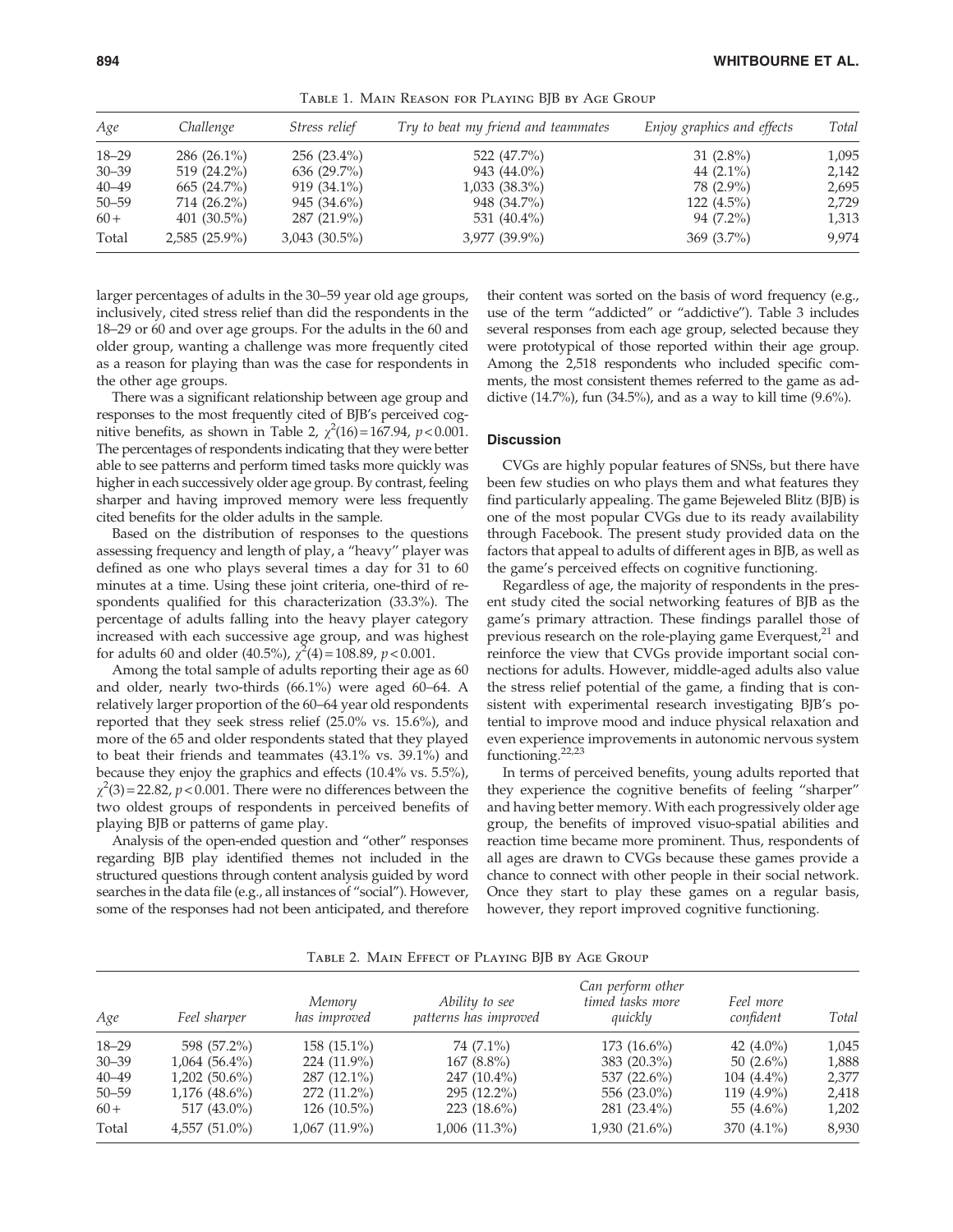Table 1. Main Reason for Playing BJB by Age Group

| Age | Challenge | Stress relief | Try to beat my friend and teammates | Enjoy graphics and effects | Total |
|---|---|---|---|---|---|
| 18–29 | 286 (26.1%) | 256 (23.4%) | 522 (47.7%) | 31 (2.8%) | 1,095 |
| 30–39 | 519 (24.2%) | 636 (29.7%) | 943 (44.0%) | 44 (2.1%) | 2,142 |
| 40–49 | 665 (24.7%) | 919 (34.1%) | 1,033 (38.3%) | 78 (2.9%) | 2,695 |
| 50–59 | 714 (26.2%) | 945 (34.6%) | 948 (34.7%) | 122 (4.5%) | 2,729 |
| 60+ | 401 (30.5%) | 287 (21.9%) | 531 (40.4%) | 94 (7.2%) | 1,313 |
| Total | 2,585 (25.9%) | 3,043 (30.5%) | 3,977 (39.9%) | 369 (3.7%) | 9,974 |

larger percentages of adults in the 30–59 year old age groups, inclusively, cited stress relief than did the respondents in the 18–29 or 60 and over age groups. For the adults in the 60 and older group, wanting a challenge was more frequently cited as a reason for playing than was the case for respondents in the other age groups.

There was a significant relationship between age group and responses to the most frequently cited of BJB's perceived cognitive benefits, as shown in Table 2, $\chi^2(16) = 167.94$, $p < 0.001$. The percentages of respondents indicating that they were better able to see patterns and perform timed tasks more quickly was higher in each successively older age group. By contrast, feeling sharper and having improved memory were less frequently cited benefits for the older adults in the sample.

Based on the distribution of responses to the questions assessing frequency and length of play, a "heavy" player was defined as one who plays several times a day for 31 to 60 minutes at a time. Using these joint criteria, one-third of respondents qualified for this characterization (33.3%). The percentage of adults falling into the heavy player category increased with each successive age group, and was highest for adults 60 and older (40.5%), $\chi^2(4) = 108.89$, $p < 0.001$.

Among the total sample of adults reporting their age as 60 and older, nearly two-thirds (66.1%) were aged 60–64. A relatively larger proportion of the 60–64 year old respondents reported that they seek stress relief (25.0% vs. 15.6%), and more of the 65 and older respondents stated that they played to beat their friends and teammates (43.1% vs. 39.1%) and because they enjoy the graphics and effects (10.4% vs. 5.5%), $\chi^2(3) = 22.82$, $p < 0.001$. There were no differences between the two oldest groups of respondents in perceived benefits of playing BJB or patterns of game play.

Analysis of the open-ended question and "other" responses regarding BJB play identified themes not included in the structured questions through content analysis guided by word searches in the data file (e.g., all instances of "social"). However, some of the responses had not been anticipated, and therefore their content was sorted on the basis of word frequency (e.g., use of the term "addicted" or "addictive"). Table 3 includes several responses from each age group, selected because they were prototypical of those reported within their age group. Among the 2,518 respondents who included specific comments, the most consistent themes referred to the game as addictive (14.7%), fun (34.5%), and as a way to kill time (9.6%).

## Discussion

CVGs are highly popular features of SNSs, but there have been few studies on who plays them and what features they find particularly appealing. The game Bejeweled Blitz (BJB) is one of the most popular CVGs due to its ready availability through Facebook. The present study provided data on the factors that appeal to adults of different ages in BJB, as well as the game's perceived effects on cognitive functioning.

Regardless of age, the majority of respondents in the present study cited the social networking features of BJB as the game's primary attraction. These findings parallel those of previous research on the role-playing game Everquest,[21] and reinforce the view that CVGs provide important social connections for adults. However, middle-aged adults also value the stress relief potential of the game, a finding that is consistent with experimental research investigating BJB's potential to improve mood and induce physical relaxation and even experience improvements in autonomic nervous system functioning.[22,23]

In terms of perceived benefits, young adults reported that they experience the cognitive benefits of feeling "sharper" and having better memory. With each progressively older age group, the benefits of improved visuo-spatial abilities and reaction time became more prominent. Thus, respondents of all ages are drawn to CVGs because these games provide a chance to connect with other people in their social network. Once they start to play these games on a regular basis, however, they report improved cognitive functioning.

Table 2. Main Effect of Playing BJB by Age Group

| Age | Feel sharper | Memory has improved | Ability to see patterns has improved | Can perform other timed tasks more quickly | Feel more confident | Total |
|---|---|---|---|---|---|---|
| 18–29 | 598 (57.2%) | 158 (15.1%) | 74 (7.1%) | 173 (16.6%) | 42 (4.0%) | 1,045 |
| 30–39 | 1,064 (56.4%) | 224 (11.9%) | 167 (8.8%) | 383 (20.3%) | 50 (2.6%) | 1,888 |
| 40–49 | 1,202 (50.6%) | 287 (12.1%) | 247 (10.4%) | 537 (22.6%) | 104 (4.4%) | 2,377 |
| 50–59 | 1,176 (48.6%) | 272 (11.2%) | 295 (12.2%) | 556 (23.0%) | 119 (4.9%) | 2,418 |
| 60+ | 517 (43.0%) | 126 (10.5%) | 223 (18.6%) | 281 (23.4%) | 55 (4.6%) | 1,202 |
| Total | 4,557 (51.0%) | 1,067 (11.9%) | 1,006 (11.3%) | 1,930 (21.6%) | 370 (4.1%) | 8,930 |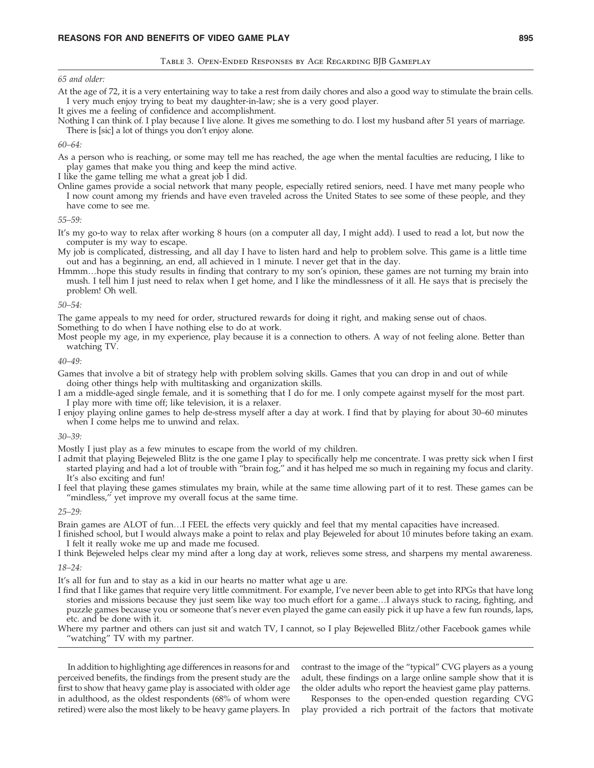Table 3. Open-Ended Responses by Age Regarding BJB Gameplay

*65 and older:*

At the age of 72, it is a very entertaining way to take a rest from daily chores and also a good way to stimulate the brain cells. I very much enjoy trying to beat my daughter-in-law; she is a very good player.

It gives me a feeling of confidence and accomplishment.

Nothing I can think of. I play because I live alone. It gives me something to do. I lost my husband after 51 years of marriage. There is [sic] a lot of things you don't enjoy alone.

*60–64:*

As a person who is reaching, or some may tell me has reached, the age when the mental faculties are reducing, I like to play games that make you thing and keep the mind active.

I like the game telling me what a great job I did.

Online games provide a social network that many people, especially retired seniors, need. I have met many people who I now count among my friends and have even traveled across the United States to see some of these people, and they have come to see me.

*55–59:*

It's my go-to way to relax after working 8 hours (on a computer all day, I might add). I used to read a lot, but now the computer is my way to escape.

My job is complicated, distressing, and all day I have to listen hard and help to problem solve. This game is a little time out and has a beginning, an end, all achieved in 1 minute. I never get that in the day.

Hmmm…hope this study results in finding that contrary to my son's opinion, these games are not turning my brain into mush. I tell him I just need to relax when I get home, and I like the mindlessness of it all. He says that is precisely the problem! Oh well.

*50–54:*

The game appeals to my need for order, structured rewards for doing it right, and making sense out of chaos.

Something to do when I have nothing else to do at work.

Most people my age, in my experience, play because it is a connection to others. A way of not feeling alone. Better than watching TV.

*40–49:*

Games that involve a bit of strategy help with problem solving skills. Games that you can drop in and out of while doing other things help with multitasking and organization skills.

I am a middle-aged single female, and it is something that I do for me. I only compete against myself for the most part. I play more with time off; like television, it is a relaxer.

I enjoy playing online games to help de-stress myself after a day at work. I find that by playing for about 30–60 minutes when I come helps me to unwind and relax.

*30–39:*

Mostly I just play as a few minutes to escape from the world of my children.

I admit that playing Bejeweled Blitz is the one game I play to specifically help me concentrate. I was pretty sick when I first started playing and had a lot of trouble with "brain fog," and it has helped me so much in regaining my focus and clarity. It's also exciting and fun!

I feel that playing these games stimulates my brain, while at the same time allowing part of it to rest. These games can be "mindless," yet improve my overall focus at the same time.

*25–29:*

Brain games are ALOT of fun…I FEEL the effects very quickly and feel that my mental capacities have increased.

I finished school, but I would always make a point to relax and play Bejeweled for about 10 minutes before taking an exam. I felt it really woke me up and made me focused.

I think Bejeweled helps clear my mind after a long day at work, relieves some stress, and sharpens my mental awareness.

*18–24:*

It's all for fun and to stay as a kid in our hearts no matter what age u are.

I find that I like games that require very little commitment. For example, I've never been able to get into RPGs that have long stories and missions because they just seem like way too much effort for a game…I always stuck to racing, fighting, and puzzle games because you or someone that's never even played the game can easily pick it up have a few fun rounds, laps, etc. and be done with it.

Where my partner and others can just sit and watch TV, I cannot, so I play Bejewelled Blitz/other Facebook games while "watching" TV with my partner.

---

In addition to highlighting age differences in reasons for and perceived benefits, the findings from the present study are the first to show that heavy game play is associated with older age in adulthood, as the oldest respondents (68% of whom were retired) were also the most likely to be heavy game players. In contrast to the image of the "typical" CVG players as a young adult, these findings on a large online sample show that it is the older adults who report the heaviest game play patterns.

Responses to the open-ended question regarding CVG play provided a rich portrait of the factors that motivate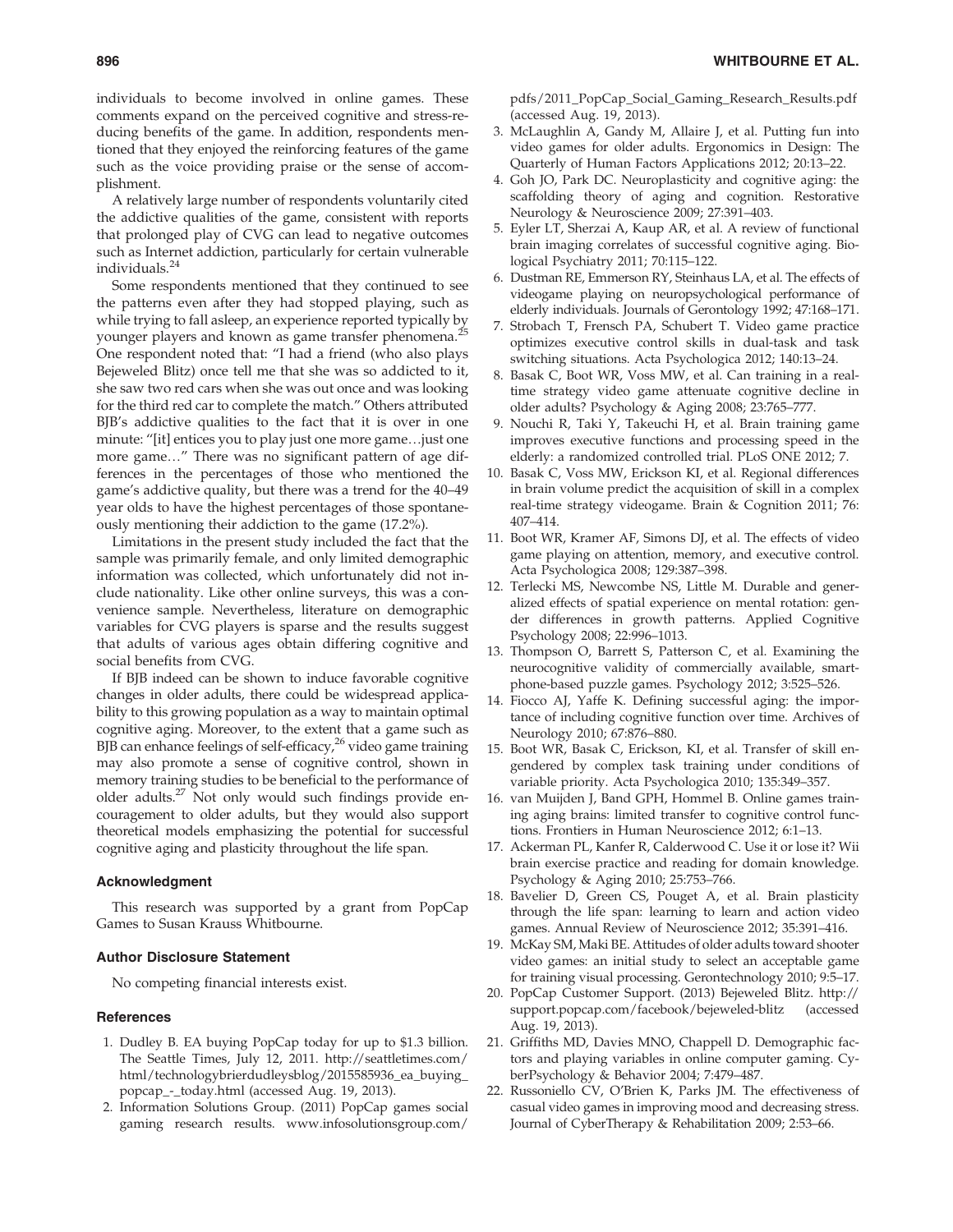individuals to become involved in online games. These comments expand on the perceived cognitive and stress-reducing benefits of the game. In addition, respondents mentioned that they enjoyed the reinforcing features of the game such as the voice providing praise or the sense of accomplishment.

A relatively large number of respondents voluntarily cited the addictive qualities of the game, consistent with reports that prolonged play of CVG can lead to negative outcomes such as Internet addiction, particularly for certain vulnerable individuals.[24]

Some respondents mentioned that they continued to see the patterns even after they had stopped playing, such as while trying to fall asleep, an experience reported typically by younger players and known as game transfer phenomena.[25] One respondent noted that: "I had a friend (who also plays Bejeweled Blitz) once tell me that she was so addicted to it, she saw two red cars when she was out once and was looking for the third red car to complete the match." Others attributed BJB's addictive qualities to the fact that it is over in one minute: "[it] entices you to play just one more game…just one more game…" There was no significant pattern of age differences in the percentages of those who mentioned the game's addictive quality, but there was a trend for the 40–49 year olds to have the highest percentages of those spontaneously mentioning their addiction to the game (17.2%).

Limitations in the present study included the fact that the sample was primarily female, and only limited demographic information was collected, which unfortunately did not include nationality. Like other online surveys, this was a convenience sample. Nevertheless, literature on demographic variables for CVG players is sparse and the results suggest that adults of various ages obtain differing cognitive and social benefits from CVG.

If BJB indeed can be shown to induce favorable cognitive changes in older adults, there could be widespread applicability to this growing population as a way to maintain optimal cognitive aging. Moreover, to the extent that a game such as BJB can enhance feelings of self-efficacy,[26] video game training may also promote a sense of cognitive control, shown in memory training studies to be beneficial to the performance of older adults.[27] Not only would such findings provide encouragement to older adults, but they would also support theoretical models emphasizing the potential for successful cognitive aging and plasticity throughout the life span.

## Acknowledgment

This research was supported by a grant from PopCap Games to Susan Krauss Whitbourne.

## Author Disclosure Statement

No competing financial interests exist.

## References

1. Dudley B. EA buying PopCap today for up to $1.3 billion. The Seattle Times, July 12, 2011. http://seattletimes.com/html/technologybrierdudleysblog/2015585936_ea_buying_popcap_-_today.html (accessed Aug. 19, 2013).
2. Information Solutions Group. (2011) PopCap games social gaming research results. www.infosolutionsgroup.com/pdfs/2011_PopCap_Social_Gaming_Research_Results.pdf (accessed Aug. 19, 2013).
3. McLaughlin A, Gandy M, Allaire J, et al. Putting fun into video games for older adults. Ergonomics in Design: The Quarterly of Human Factors Applications 2012; 20:13–22.
4. Goh JO, Park DC. Neuroplasticity and cognitive aging: the scaffolding theory of aging and cognition. Restorative Neurology & Neuroscience 2009; 27:391–403.
5. Eyler LT, Sherzai A, Kaup AR, et al. A review of functional brain imaging correlates of successful cognitive aging. Biological Psychiatry 2011; 70:115–122.
6. Dustman RE, Emmerson RY, Steinhaus LA, et al. The effects of videogame playing on neuropsychological performance of elderly individuals. Journals of Gerontology 1992; 47:168–171.
7. Strobach T, Frensch PA, Schubert T. Video game practice optimizes executive control skills in dual-task and task switching situations. Acta Psychologica 2012; 140:13–24.
8. Basak C, Boot WR, Voss MW, et al. Can training in a real-time strategy video game attenuate cognitive decline in older adults? Psychology & Aging 2008; 23:765–777.
9. Nouchi R, Taki Y, Takeuchi H, et al. Brain training game improves executive functions and processing speed in the elderly: a randomized controlled trial. PLoS ONE 2012; 7.
10. Basak C, Voss MW, Erickson KI, et al. Regional differences in brain volume predict the acquisition of skill in a complex real-time strategy videogame. Brain & Cognition 2011; 76: 407–414.
11. Boot WR, Kramer AF, Simons DJ, et al. The effects of video game playing on attention, memory, and executive control. Acta Psychologica 2008; 129:387–398.
12. Terlecki MS, Newcombe NS, Little M. Durable and generalized effects of spatial experience on mental rotation: gender differences in growth patterns. Applied Cognitive Psychology 2008; 22:996–1013.
13. Thompson O, Barrett S, Patterson C, et al. Examining the neurocognitive validity of commercially available, smartphone-based puzzle games. Psychology 2012; 3:525–526.
14. Fiocco AJ, Yaffe K. Defining successful aging: the importance of including cognitive function over time. Archives of Neurology 2010; 67:876–880.
15. Boot WR, Basak C, Erickson, KI, et al. Transfer of skill engendered by complex task training under conditions of variable priority. Acta Psychologica 2010; 135:349–357.
16. van Muijden J, Band GPH, Hommel B. Online games training aging brains: limited transfer to cognitive control functions. Frontiers in Human Neuroscience 2012; 6:1–13.
17. Ackerman PL, Kanfer R, Calderwood C. Use it or lose it? Wii brain exercise practice and reading for domain knowledge. Psychology & Aging 2010; 25:753–766.
18. Bavelier D, Green CS, Pouget A, et al. Brain plasticity through the life span: learning to learn and action video games. Annual Review of Neuroscience 2012; 35:391–416.
19. McKay SM, Maki BE. Attitudes of older adults toward shooter video games: an initial study to select an acceptable game for training visual processing. Gerontechnology 2010; 9:5–17.
20. PopCap Customer Support. (2013) Bejeweled Blitz. http://support.popcap.com/facebook/bejeweled-blitz (accessed Aug. 19, 2013).
21. Griffiths MD, Davies MNO, Chappell D. Demographic factors and playing variables in online computer gaming. CyberPsychology & Behavior 2004; 7:479–487.
22. Russoniello CV, O'Brien K, Parks JM. The effectiveness of casual video games in improving mood and decreasing stress. Journal of CyberTherapy & Rehabilitation 2009; 2:53–66.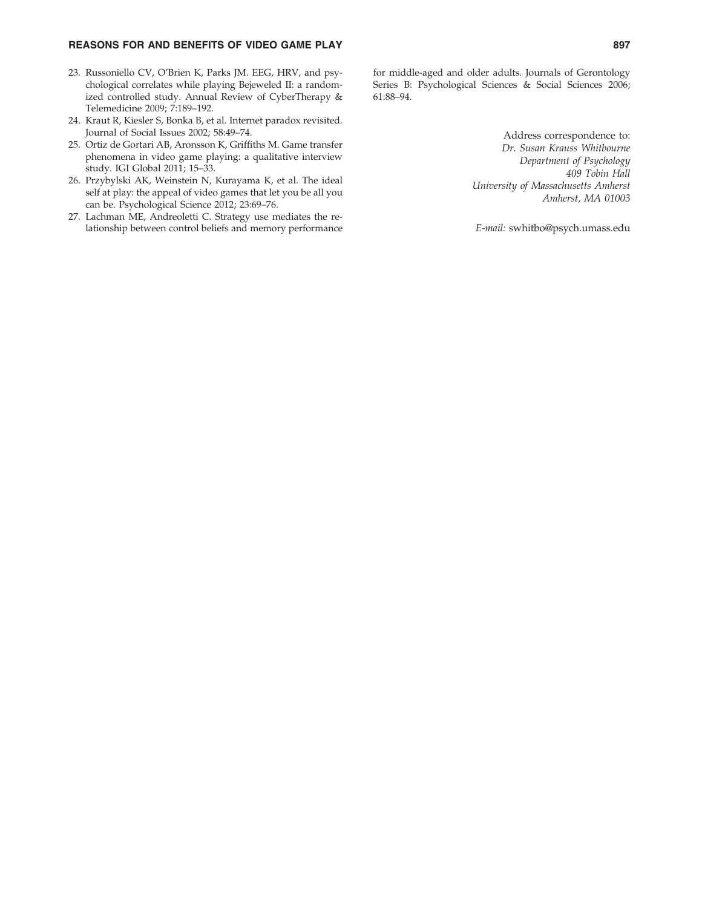23. Russoniello CV, O'Brien K, Parks JM. EEG, HRV, and psychological correlates while playing Bejeweled II: a randomized controlled study. Annual Review of CyberTherapy & Telemedicine 2009; 7:189–192.
24. Kraut R, Kiesler S, Bonka B, et al. Internet paradox revisited. Journal of Social Issues 2002; 58:49–74.
25. Ortiz de Gortari AB, Aronsson K, Griffiths M. Game transfer phenomena in video game playing: a qualitative interview study. IGI Global 2011; 15–33.
26. Przybylski AK, Weinstein N, Kurayama K, et al. The ideal self at play: the appeal of video games that let you be all you can be. Psychological Science 2012; 23:69–76.
27. Lachman ME, Andreoletti C. Strategy use mediates the relationship between control beliefs and memory performance for middle-aged and older adults. Journals of Gerontology Series B: Psychological Sciences & Social Sciences 2006; 61:88–94.

Address correspondence to:
*Dr. Susan Krauss Whitbourne*
*Department of Psychology*
*409 Tobin Hall*
*University of Massachusetts Amherst*
*Amherst, MA 01003*

*E-mail:* swhitbo@psych.umass.edu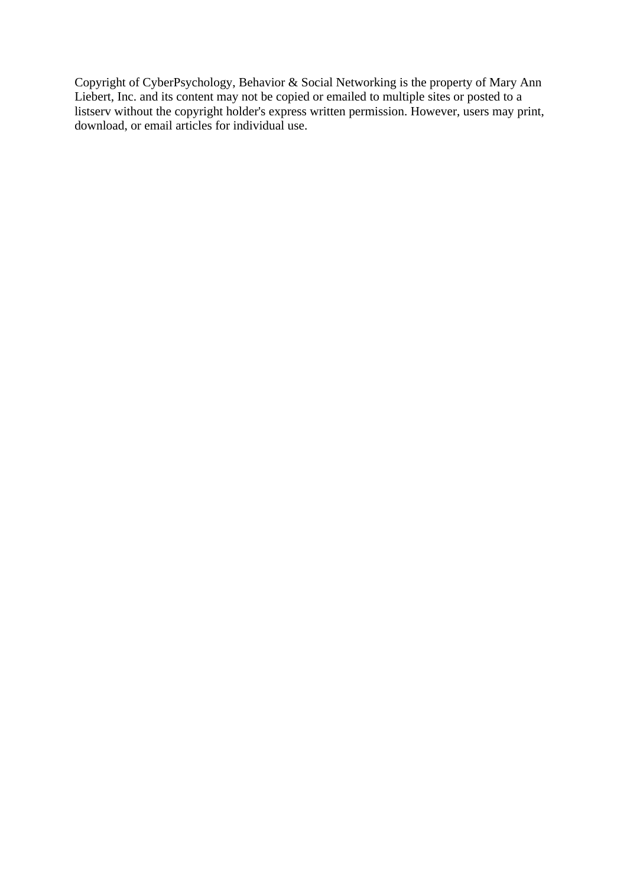Copyright of CyberPsychology, Behavior & Social Networking is the property of Mary Ann Liebert, Inc. and its content may not be copied or emailed to multiple sites or posted to a listserv without the copyright holder's express written permission. However, users may print, download, or email articles for individual use.